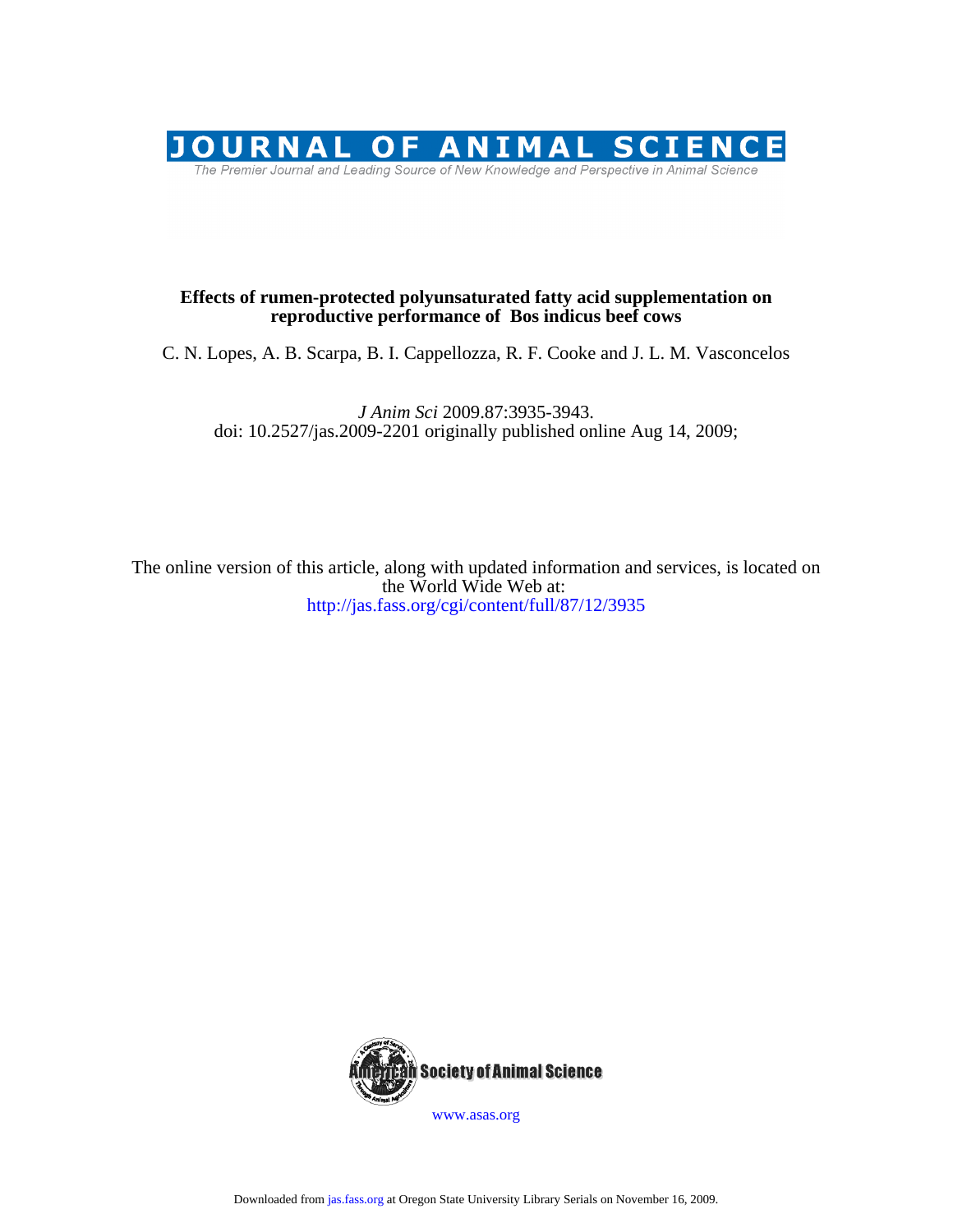# JOURNAL OF ANIMAL SCIENCE

The Premier Journal and Leading Source of New Knowledge and Perspective in Animal Science

**Effects of rumen-protected polyunsaturated fatty acid supplementation on reproductive performance of Bos indicus beef cows**

C. N. Lopes, A. B. Scarpa, B. I. Cappellozza, R. F. Cooke and J. L. M. Vasconcelos

*J Anim Sci* 2009.87:3935-3943.
doi: 10.2527/jas.2009-2201 originally published online Aug 14, 2009;

The online version of this article, along with updated information and services, is located on the World Wide Web at:
http://jas.fass.org/cgi/content/full/87/12/3935

American Society of Animal Science

www.asas.org

Downloaded from jas.fass.org at Oregon State University Library Serials on November 16, 2009.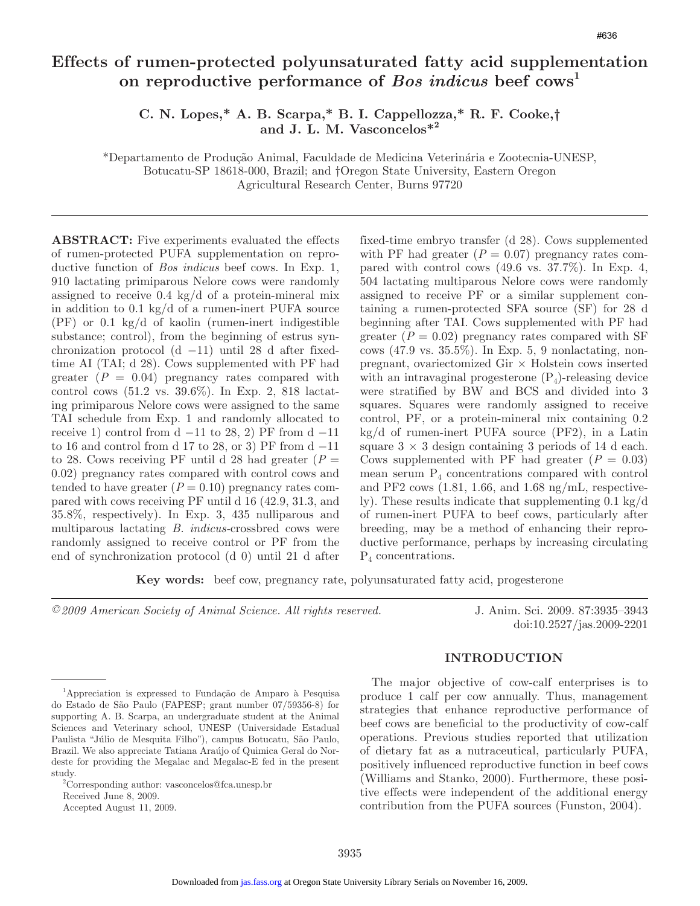# Effects of rumen-protected polyunsaturated fatty acid supplementation on reproductive performance of *Bos indicus* beef cows[1]

**C. N. Lopes,\* A. B. Scarpa,\* B. I. Cappellozza,\* R. F. Cooke,† and J. L. M. Vasconcelos\*[2]**

\*Departamento de Produção Animal, Faculdade de Medicina Veterinária e Zootecnia-UNESP, Botucatu-SP 18618-000, Brazil; and †Oregon State University, Eastern Oregon Agricultural Research Center, Burns 97720

**ABSTRACT:** Five experiments evaluated the effects of rumen-protected PUFA supplementation on reproductive function of *Bos indicus* beef cows. In Exp. 1, 910 lactating primiparous Nelore cows were randomly assigned to receive 0.4 kg/d of a protein-mineral mix in addition to 0.1 kg/d of a rumen-inert PUFA source (PF) or 0.1 kg/d of kaolin (rumen-inert indigestible substance; control), from the beginning of estrus synchronization protocol (d −11) until 28 d after fixed-time AI (TAI; d 28). Cows supplemented with PF had greater ($P$ = 0.04) pregnancy rates compared with control cows (51.2 vs. 39.6%). In Exp. 2, 818 lactating primiparous Nelore cows were assigned to the same TAI schedule from Exp. 1 and randomly allocated to receive 1) control from d −11 to 28, 2) PF from d −11 to 16 and control from d 17 to 28, or 3) PF from d −11 to 28. Cows receiving PF until d 28 had greater ($P$ = 0.02) pregnancy rates compared with control cows and tended to have greater ($P$ = 0.10) pregnancy rates compared with cows receiving PF until d 16 (42.9, 31.3, and 35.8%, respectively). In Exp. 3, 435 nulliparous and multiparous lactating *B. indicus*-crossbred cows were randomly assigned to receive control or PF from the end of synchronization protocol (d 0) until 21 d after fixed-time embryo transfer (d 28). Cows supplemented with PF had greater ($P$ = 0.07) pregnancy rates compared with control cows (49.6 vs. 37.7%). In Exp. 4, 504 lactating multiparous Nelore cows were randomly assigned to receive PF or a similar supplement containing a rumen-protected SFA source (SF) for 28 d beginning after TAI. Cows supplemented with PF had greater ($P$ = 0.02) pregnancy rates compared with SF cows (47.9 vs. 35.5%). In Exp. 5, 9 nonlactating, nonpregnant, ovariectomized Gir × Holstein cows inserted with an intravaginal progesterone ($P_4$)-releasing device were stratified by BW and BCS and divided into 3 squares. Squares were randomly assigned to receive control, PF, or a protein-mineral mix containing 0.2 kg/d of rumen-inert PUFA source (PF2), in a Latin square 3 × 3 design containing 3 periods of 14 d each. Cows supplemented with PF had greater ($P$ = 0.03) mean serum $P_4$ concentrations compared with control and PF2 cows (1.81, 1.66, and 1.68 ng/mL, respectively). These results indicate that supplementing 0.1 kg/d of rumen-inert PUFA to beef cows, particularly after breeding, may be a method of enhancing their reproductive performance, perhaps by increasing circulating $P_4$ concentrations.

**Key words:** beef cow, pregnancy rate, polyunsaturated fatty acid, progesterone

*©2009 American Society of Animal Science. All rights reserved.*

doi:10.2527/jas.2009-2201

## INTRODUCTION

The major objective of cow-calf enterprises is to produce 1 calf per cow annually. Thus, management strategies that enhance reproductive performance of beef cows are beneficial to the productivity of cow-calf operations. Previous studies reported that utilization of dietary fat as a nutraceutical, particularly PUFA, positively influenced reproductive function in beef cows (Williams and Stanko, 2000). Furthermore, these positive effects were independent of the additional energy contribution from the PUFA sources (Funston, 2004).

---

[1]Appreciation is expressed to Fundação de Amparo à Pesquisa do Estado de São Paulo (FAPESP; grant number 07/59356-8) for supporting A. B. Scarpa, an undergraduate student at the Animal Sciences and Veterinary school, UNESP (Universidade Estadual Paulista "Júlio de Mesquita Filho"), campus Botucatu, São Paulo, Brazil. We also appreciate Tatiana Araújo of Quimica Geral do Nordeste for providing the Megalac and Megalac-E fed in the present study.

[2]Corresponding author: vasconcelos@fca.unesp.br

Received June 8, 2009.

Accepted August 11, 2009.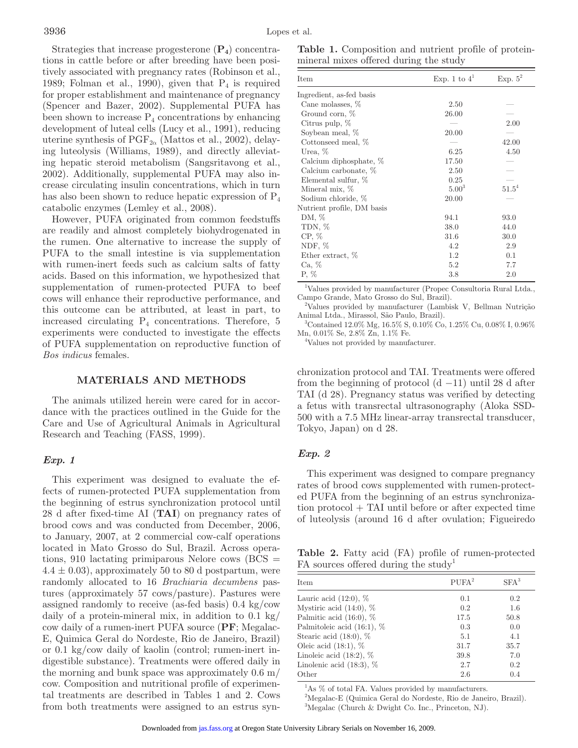Strategies that increase progesterone (**$P_4$**) concentrations in cattle before or after breeding have been positively associated with pregnancy rates (Robinson et al., 1989; Folman et al., 1990), given that $P_4$ is required for proper establishment and maintenance of pregnancy (Spencer and Bazer, 2002). Supplemental PUFA has been shown to increase $P_4$ concentrations by enhancing development of luteal cells (Lucy et al., 1991), reducing uterine synthesis of $PGF_{2\alpha}$ (Mattos et al., 2002), delaying luteolysis (Williams, 1989), and directly alleviating hepatic steroid metabolism (Sangsritavong et al., 2002). Additionally, supplemental PUFA may also increase circulating insulin concentrations, which in turn has also been shown to reduce hepatic expression of $P_4$ catabolic enzymes (Lemley et al., 2008).

However, PUFA originated from common feedstuffs are readily and almost completely biohydrogenated in the rumen. One alternative to increase the supply of PUFA to the small intestine is via supplementation with rumen-inert feeds such as calcium salts of fatty acids. Based on this information, we hypothesized that supplementation of rumen-protected PUFA to beef cows will enhance their reproductive performance, and this outcome can be attributed, at least in part, to increased circulating $P_4$ concentrations. Therefore, 5 experiments were conducted to investigate the effects of PUFA supplementation on reproductive function of *Bos indicus* females.

## MATERIALS AND METHODS

The animals utilized herein were cared for in accordance with the practices outlined in the Guide for the Care and Use of Agricultural Animals in Agricultural Research and Teaching (FASS, 1999).

### *Exp. 1*

This experiment was designed to evaluate the effects of rumen-protected PUFA supplementation from the beginning of estrus synchronization protocol until 28 d after fixed-time AI (**TAI**) on pregnancy rates of brood cows and was conducted from December, 2006, to January, 2007, at 2 commercial cow-calf operations located in Mato Grosso do Sul, Brazil. Across operations, 910 lactating primiparous Nelore cows (BCS = $4.4 \pm 0.03$), approximately 50 to 80 d postpartum, were randomly allocated to 16 *Brachiaria decumbens* pastures (approximately 57 cows/pasture). Pastures were assigned randomly to receive (as-fed basis) 0.4 kg/cow daily of a protein-mineral mix, in addition to 0.1 kg/cow daily of a rumen-inert PUFA source (**PF**; Megalac-E, Quimica Geral do Nordeste, Rio de Janeiro, Brazil) or 0.1 kg/cow daily of kaolin (control; rumen-inert indigestible substance). Treatments were offered daily in the morning and bunk space was approximately 0.6 m/cow. Composition and nutritional profile of experimental treatments are described in Tables 1 and 2. Cows from both treatments were assigned to an estrus synchronization protocol and TAI. Treatments were offered from the beginning of protocol (d −11) until 28 d after TAI (d 28). Pregnancy status was verified by detecting a fetus with transrectal ultrasonography (Aloka SSD-500 with a 7.5 MHz linear-array transrectal transducer, Tokyo, Japan) on d 28.

**Table 1.** Composition and nutrient profile of protein-mineral mixes offered during the study

| Item | Exp. 1 to 4[1] | Exp. 5[2] |
|---|---|---|
| Ingredient, as-fed basis | | |
| Cane molasses, % | 2.50 | — |
| Ground corn, % | 26.00 | — |
| Citrus pulp, % | — | 2.00 |
| Soybean meal, % | 20.00 | — |
| Cottonseed meal, % | — | 42.00 |
| Urea, % | 6.25 | 4.50 |
| Calcium diphosphate, % | 17.50 | — |
| Calcium carbonate, % | 2.50 | — |
| Elemental sulfur, % | 0.25 | — |
| Mineral mix, % | 5.00[3] | 51.5[4] |
| Sodium chloride, % | 20.00 | — |
| Nutrient profile, DM basis | | |
| DM, % | 94.1 | 93.0 |
| TDN, % | 38.0 | 44.0 |
| CP, % | 31.6 | 30.0 |
| NDF, % | 4.2 | 2.9 |
| Ether extract, % | 1.2 | 0.1 |
| Ca, % | 5.2 | 7.7 |
| P, % | 3.8 | 2.0 |

[1]Values provided by manufacturer (Propec Consultoria Rural Ltda., Campo Grande, Mato Grosso do Sul, Brazil).

[2]Values provided by manufacturer (Lambisk V, Bellman Nutrição Animal Ltda., Mirassol, São Paulo, Brazil).

[3]Contained 12.0% Mg, 16.5% S, 0.10% Co, 1.25% Cu, 0.08% I, 0.96% Mn, 0.01% Se, 2.8% Zn, 1.1% Fe.

[4]Values not provided by manufacturer.

### *Exp. 2*

This experiment was designed to compare pregnancy rates of brood cows supplemented with rumen-protected PUFA from the beginning of an estrus synchronization protocol + TAI until before or after expected time of luteolysis (around 16 d after ovulation; Figueiredo

**Table 2.** Fatty acid (FA) profile of rumen-protected FA sources offered during the study[1]

| Item | PUFA[2] | SFA[3] |
|---|---|---|
| Lauric acid (12:0), % | 0.1 | 0.2 |
| Mystiric acid (14:0), % | 0.2 | 1.6 |
| Palmitic acid (16:0), % | 17.5 | 50.8 |
| Palmitoleic acid (16:1), % | 0.3 | 0.0 |
| Stearic acid (18:0), % | 5.1 | 4.1 |
| Oleic acid (18:1), % | 31.7 | 35.7 |
| Linoleic acid (18:2), % | 39.8 | 7.0 |
| Linolenic acid (18:3), % | 2.7 | 0.2 |
| Other | 2.6 | 0.4 |

[1]As % of total FA. Values provided by manufacturers.

[2]Megalac-E (Quimica Geral do Nordeste, Rio de Janeiro, Brazil).

[3]Megalac (Church & Dwight Co. Inc., Princeton, NJ).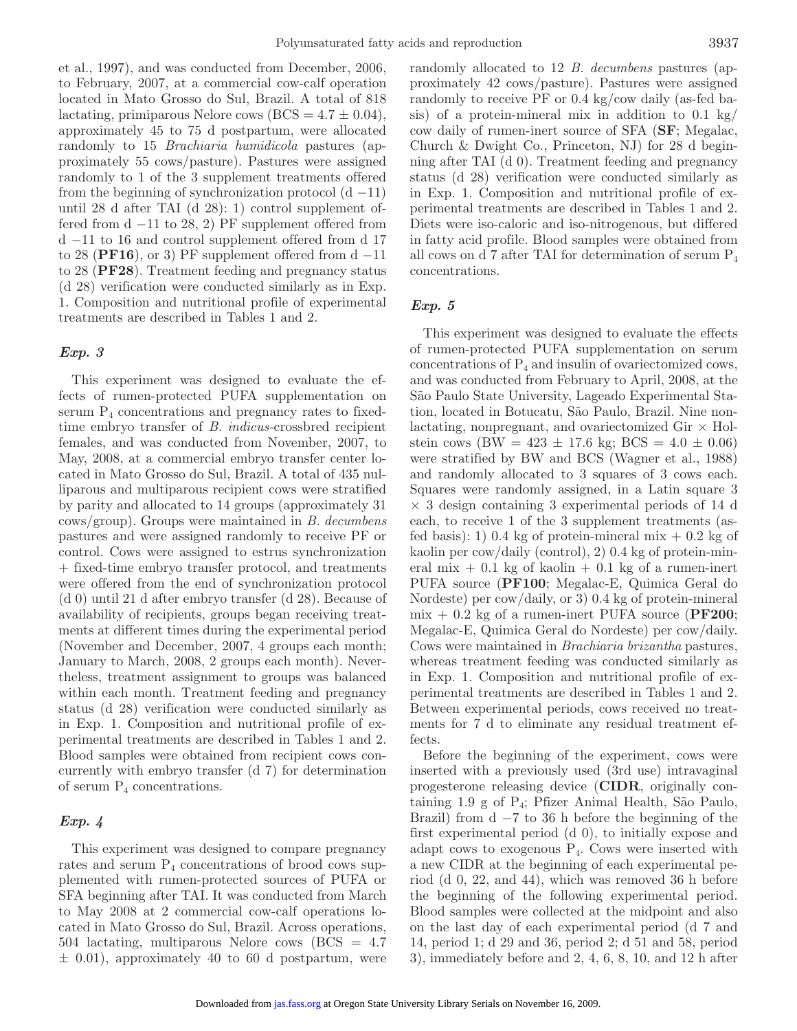et al., 1997), and was conducted from December, 2006, to February, 2007, at a commercial cow-calf operation located in Mato Grosso do Sul, Brazil. A total of 818 lactating, primiparous Nelore cows (BCS = $4.7 \pm 0.04$), approximately 45 to 75 d postpartum, were allocated randomly to 15 *Brachiaria humidicola* pastures (approximately 55 cows/pasture). Pastures were assigned randomly to 1 of the 3 supplement treatments offered from the beginning of synchronization protocol (d −11) until 28 d after TAI (d 28): 1) control supplement offered from d −11 to 28, 2) PF supplement offered from d −11 to 16 and control supplement offered from d 17 to 28 (**PF16**), or 3) PF supplement offered from d −11 to 28 (**PF28**). Treatment feeding and pregnancy status (d 28) verification were conducted similarly as in Exp. 1. Composition and nutritional profile of experimental treatments are described in Tables 1 and 2.

### *Exp. 3*

This experiment was designed to evaluate the effects of rumen-protected PUFA supplementation on serum $P_4$ concentrations and pregnancy rates to fixed-time embryo transfer of *B. indicus*-crossbred recipient females, and was conducted from November, 2007, to May, 2008, at a commercial embryo transfer center located in Mato Grosso do Sul, Brazil. A total of 435 nulliparous and multiparous recipient cows were stratified by parity and allocated to 14 groups (approximately 31 cows/group). Groups were maintained in *B. decumbens* pastures and were assigned randomly to receive PF or control. Cows were assigned to estrus synchronization + fixed-time embryo transfer protocol, and treatments were offered from the end of synchronization protocol (d 0) until 21 d after embryo transfer (d 28). Because of availability of recipients, groups began receiving treatments at different times during the experimental period (November and December, 2007, 4 groups each month; January to March, 2008, 2 groups each month). Nevertheless, treatment assignment to groups was balanced within each month. Treatment feeding and pregnancy status (d 28) verification were conducted similarly as in Exp. 1. Composition and nutritional profile of experimental treatments are described in Tables 1 and 2. Blood samples were obtained from recipient cows concurrently with embryo transfer (d 7) for determination of serum $P_4$ concentrations.

### *Exp. 4*

This experiment was designed to compare pregnancy rates and serum $P_4$ concentrations of brood cows supplemented with rumen-protected sources of PUFA or SFA beginning after TAI. It was conducted from March to May 2008 at 2 commercial cow-calf operations located in Mato Grosso do Sul, Brazil. Across operations, 504 lactating, multiparous Nelore cows (BCS = $4.7 \pm 0.01$), approximately 40 to 60 d postpartum, were randomly allocated to 12 *B. decumbens* pastures (approximately 42 cows/pasture). Pastures were assigned randomly to receive PF or 0.4 kg/cow daily (as-fed basis) of a protein-mineral mix in addition to 0.1 kg/cow daily of rumen-inert source of SFA (**SF**; Megalac, Church & Dwight Co., Princeton, NJ) for 28 d beginning after TAI (d 0). Treatment feeding and pregnancy status (d 28) verification were conducted similarly as in Exp. 1. Composition and nutritional profile of experimental treatments are described in Tables 1 and 2. Diets were iso-caloric and iso-nitrogenous, but differed in fatty acid profile. Blood samples were obtained from all cows on d 7 after TAI for determination of serum $P_4$ concentrations.

### *Exp. 5*

This experiment was designed to evaluate the effects of rumen-protected PUFA supplementation on serum concentrations of $P_4$ and insulin of ovariectomized cows, and was conducted from February to April, 2008, at the São Paulo State University, Lageado Experimental Station, located in Botucatu, São Paulo, Brazil. Nine nonlactating, nonpregnant, and ovariectomized Gir × Holstein cows (BW = $423 \pm 17.6$ kg; BCS = $4.0 \pm 0.06$) were stratified by BW and BCS (Wagner et al., 1988) and randomly allocated to 3 squares of 3 cows each. Squares were randomly assigned, in a Latin square 3 × 3 design containing 3 experimental periods of 14 d each, to receive 1 of the 3 supplement treatments (as-fed basis): 1) 0.4 kg of protein-mineral mix + 0.2 kg of kaolin per cow/daily (control), 2) 0.4 kg of protein-mineral mix + 0.1 kg of kaolin + 0.1 kg of a rumen-inert PUFA source (**PF100**; Megalac-E, Quimica Geral do Nordeste) per cow/daily, or 3) 0.4 kg of protein-mineral mix + 0.2 kg of a rumen-inert PUFA source (**PF200**; Megalac-E, Quimica Geral do Nordeste) per cow/daily. Cows were maintained in *Brachiaria brizantha* pastures, whereas treatment feeding was conducted similarly as in Exp. 1. Composition and nutritional profile of experimental treatments are described in Tables 1 and 2. Between experimental periods, cows received no treatments for 7 d to eliminate any residual treatment effects.

Before the beginning of the experiment, cows were inserted with a previously used (3rd use) intravaginal progesterone releasing device (**CIDR**, originally containing 1.9 g of $P_4$; Pfizer Animal Health, São Paulo, Brazil) from d −7 to 36 h before the beginning of the first experimental period (d 0), to initially expose and adapt cows to exogenous $P_4$. Cows were inserted with a new CIDR at the beginning of each experimental period (d 0, 22, and 44), which was removed 36 h before the beginning of the following experimental period. Blood samples were collected at the midpoint and also on the last day of each experimental period (d 7 and 14, period 1; d 29 and 36, period 2; d 51 and 58, period 3), immediately before and 2, 4, 6, 8, 10, and 12 h after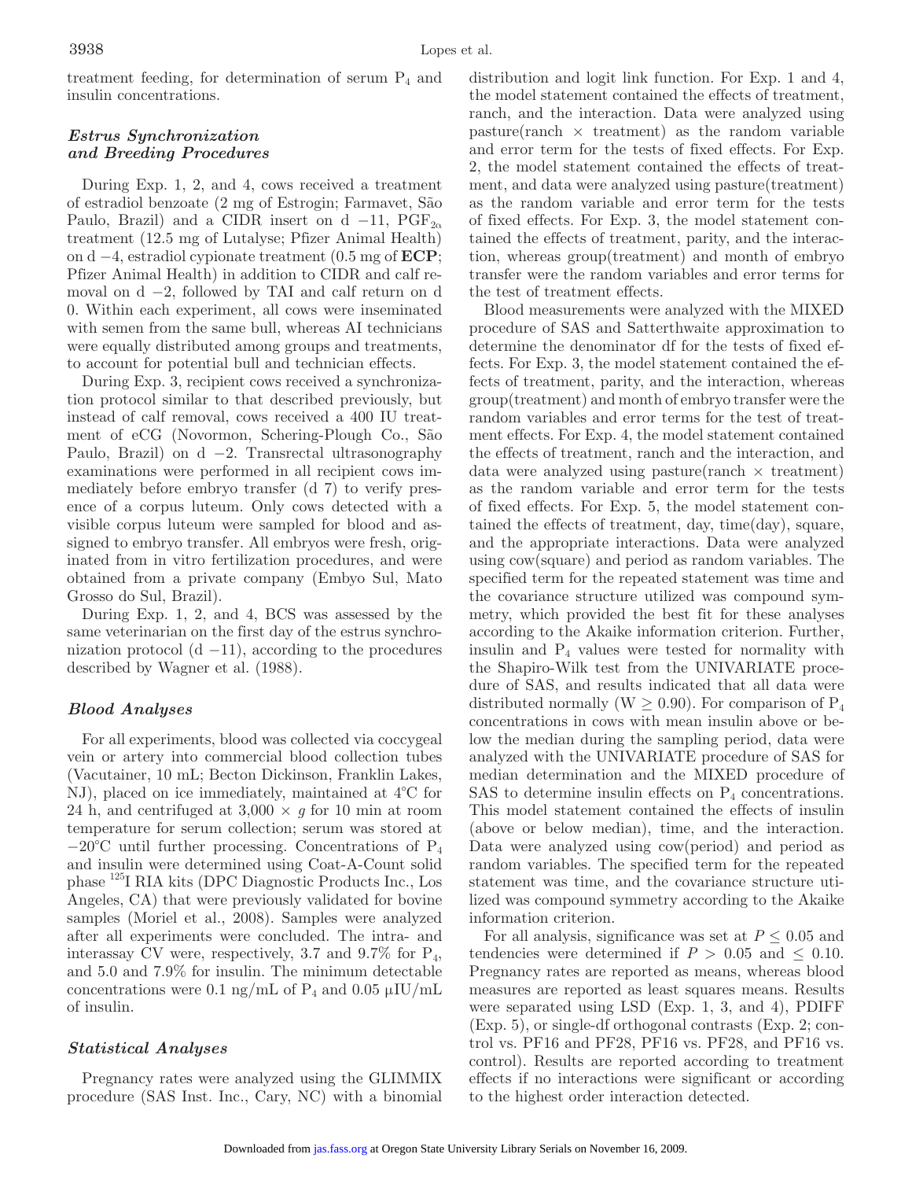treatment feeding, for determination of serum $P_4$ and insulin concentrations.

### *Estrus Synchronization and Breeding Procedures*

During Exp. 1, 2, and 4, cows received a treatment of estradiol benzoate (2 mg of Estrogin; Farmavet, São Paulo, Brazil) and a CIDR insert on d −11, $PGF_{2\alpha}$ treatment (12.5 mg of Lutalyse; Pfizer Animal Health) on d −4, estradiol cypionate treatment (0.5 mg of **ECP**; Pfizer Animal Health) in addition to CIDR and calf removal on d −2, followed by TAI and calf return on d 0. Within each experiment, all cows were inseminated with semen from the same bull, whereas AI technicians were equally distributed among groups and treatments, to account for potential bull and technician effects.

During Exp. 3, recipient cows received a synchronization protocol similar to that described previously, but instead of calf removal, cows received a 400 IU treatment of eCG (Novormon, Schering-Plough Co., São Paulo, Brazil) on d −2. Transrectal ultrasonography examinations were performed in all recipient cows immediately before embryo transfer (d 7) to verify presence of a corpus luteum. Only cows detected with a visible corpus luteum were sampled for blood and assigned to embryo transfer. All embryos were fresh, originated from in vitro fertilization procedures, and were obtained from a private company (Embyo Sul, Mato Grosso do Sul, Brazil).

During Exp. 1, 2, and 4, BCS was assessed by the same veterinarian on the first day of the estrus synchronization protocol (d −11), according to the procedures described by Wagner et al. (1988).

### *Blood Analyses*

For all experiments, blood was collected via coccygeal vein or artery into commercial blood collection tubes (Vacutainer, 10 mL; Becton Dickinson, Franklin Lakes, NJ), placed on ice immediately, maintained at 4°C for 24 h, and centrifuged at 3,000 × *g* for 10 min at room temperature for serum collection; serum was stored at −20°C until further processing. Concentrations of $P_4$ and insulin were determined using Coat-A-Count solid phase $^{125}$I RIA kits (DPC Diagnostic Products Inc., Los Angeles, CA) that were previously validated for bovine samples (Moriel et al., 2008). Samples were analyzed after all experiments were concluded. The intra- and interassay CV were, respectively, 3.7 and 9.7% for $P_4$, and 5.0 and 7.9% for insulin. The minimum detectable concentrations were 0.1 ng/mL of $P_4$ and 0.05 μIU/mL of insulin.

### *Statistical Analyses*

Pregnancy rates were analyzed using the GLIMMIX procedure (SAS Inst. Inc., Cary, NC) with a binomial distribution and logit link function. For Exp. 1 and 4, the model statement contained the effects of treatment, ranch, and the interaction. Data were analyzed using pasture(ranch × treatment) as the random variable and error term for the tests of fixed effects. For Exp. 2, the model statement contained the effects of treatment, and data were analyzed using pasture(treatment) as the random variable and error term for the tests of fixed effects. For Exp. 3, the model statement contained the effects of treatment, parity, and the interaction, whereas group(treatment) and month of embryo transfer were the random variables and error terms for the test of treatment effects.

Blood measurements were analyzed with the MIXED procedure of SAS and Satterthwaite approximation to determine the denominator df for the tests of fixed effects. For Exp. 3, the model statement contained the effects of treatment, parity, and the interaction, whereas group(treatment) and month of embryo transfer were the random variables and error terms for the test of treatment effects. For Exp. 4, the model statement contained the effects of treatment, ranch and the interaction, and data were analyzed using pasture(ranch × treatment) as the random variable and error term for the tests of fixed effects. For Exp. 5, the model statement contained the effects of treatment, day, time(day), square, and the appropriate interactions. Data were analyzed using cow(square) and period as random variables. The specified term for the repeated statement was time and the covariance structure utilized was compound symmetry, which provided the best fit for these analyses according to the Akaike information criterion. Further, insulin and $P_4$ values were tested for normality with the Shapiro-Wilk test from the UNIVARIATE procedure of SAS, and results indicated that all data were distributed normally ($W \geq 0.90$). For comparison of $P_4$ concentrations in cows with mean insulin above or below the median during the sampling period, data were analyzed with the UNIVARIATE procedure of SAS for median determination and the MIXED procedure of SAS to determine insulin effects on $P_4$ concentrations. This model statement contained the effects of insulin (above or below median), time, and the interaction. Data were analyzed using cow(period) and period as random variables. The specified term for the repeated statement was time, and the covariance structure utilized was compound symmetry according to the Akaike information criterion.

For all analysis, significance was set at $P \leq 0.05$ and tendencies were determined if $P > 0.05$ and $\leq 0.10$. Pregnancy rates are reported as means, whereas blood measures are reported as least squares means. Results were separated using LSD (Exp. 1, 3, and 4), PDIFF (Exp. 5), or single-df orthogonal contrasts (Exp. 2; control vs. PF16 and PF28, PF16 vs. PF28, and PF16 vs. control). Results are reported according to treatment effects if no interactions were significant or according to the highest order interaction detected.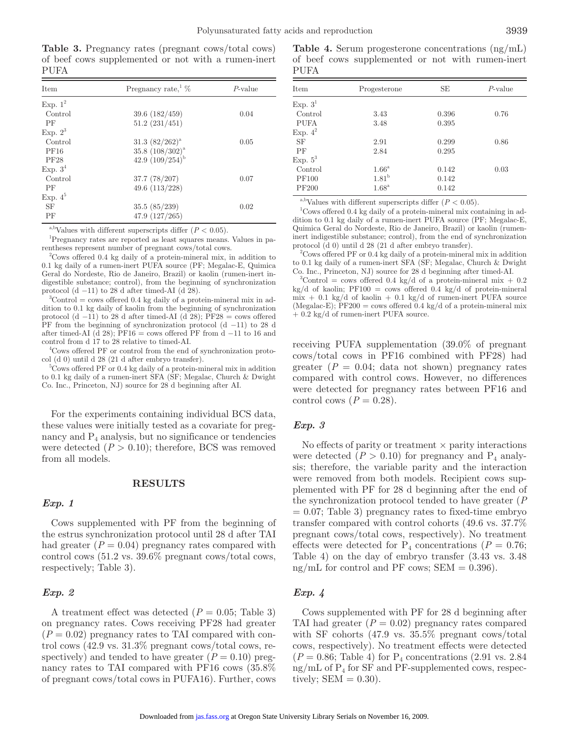**Table 3.** Pregnancy rates (pregnant cows/total cows) of beef cows supplemented or not with a rumen-inert PUFA

| Item | Pregnancy rate,[1] % | *P*-value |
|---|---|---|
| Exp. 1[2] | | |
| Control | 39.6 (182/459) | 0.04 |
| PF | 51.2 (231/451) | |
| Exp. 2[3] | | |
| Control | 31.3 (82/262)[a] | 0.05 |
| PF16 | 35.8 (108/302)[a] | |
| PF28 | 42.9 (109/254)[b] | |
| Exp. 3[4] | | |
| Control | 37.7 (78/207) | 0.07 |
| PF | 49.6 (113/228) | |
| Exp. 4[5] | | |
| SF | 35.5 (85/239) | 0.02 |
| PF | 47.9 (127/265) | |

[a,b]Values with different superscripts differ ($P < 0.05$).

[1]Pregnancy rates are reported as least squares means. Values in parentheses represent number of pregnant cows/total cows.

[2]Cows offered 0.4 kg daily of a protein-mineral mix, in addition to 0.1 kg daily of a rumen-inert PUFA source (PF; Megalac-E, Quimica Geral do Nordeste, Rio de Janeiro, Brazil) or kaolin (rumen-inert indigestible substance; control), from the beginning of synchronization protocol (d −11) to 28 d after timed-AI (d 28).

[3]Control = cows offered 0.4 kg daily of a protein-mineral mix in addition to 0.1 kg daily of kaolin from the beginning of synchronization protocol (d −11) to 28 d after timed-AI (d 28); PF28 = cows offered PF from the beginning of synchronization protocol (d −11) to 28 d after timed-AI (d 28); PF16 = cows offered PF from d −11 to 16 and control from d 17 to 28 relative to timed-AI.

[4]Cows offered PF or control from the end of synchronization protocol (d 0) until d 28 (21 d after embryo transfer).

[5]Cows offered PF or 0.4 kg daily of a protein-mineral mix in addition to 0.1 kg daily of a rumen-inert SFA (SF; Megalac, Church & Dwight Co. Inc., Princeton, NJ) source for 28 d beginning after AI.

For the experiments containing individual BCS data, these values were initially tested as a covariate for pregnancy and $P_4$ analysis, but no significance or tendencies were detected ($P > 0.10$); therefore, BCS was removed from all models.

## RESULTS

### *Exp. 1*

Cows supplemented with PF from the beginning of the estrus synchronization protocol until 28 d after TAI had greater ($P = 0.04$) pregnancy rates compared with control cows (51.2 vs. 39.6% pregnant cows/total cows, respectively; Table 3).

### *Exp. 2*

A treatment effect was detected ($P = 0.05$; Table 3) on pregnancy rates. Cows receiving PF28 had greater ($P = 0.02$) pregnancy rates to TAI compared with control cows (42.9 vs. 31.3% pregnant cows/total cows, respectively) and tended to have greater ($P = 0.10$) pregnancy rates to TAI compared with PF16 cows (35.8% of pregnant cows/total cows in PUFA16). Further, cows receiving PUFA supplementation (39.0% of pregnant cows/total cows in PF16 combined with PF28) had greater ($P = 0.04$; data not shown) pregnancy rates compared with control cows. However, no differences were detected for pregnancy rates between PF16 and control cows ($P = 0.28$).

**Table 4.** Serum progesterone concentrations (ng/mL) of beef cows supplemented or not with rumen-inert PUFA

| Item | Progesterone | SE | *P*-value |
|---|---|---|---|
| Exp. 3[1] | | | |
| Control | 3.43 | 0.396 | 0.76 |
| PUFA | 3.48 | 0.395 | |
| Exp. 4[2] | | | |
| SF | 2.91 | 0.299 | 0.86 |
| PF | 2.84 | 0.295 | |
| Exp. 5[3] | | | |
| Control | 1.66[a] | 0.142 | 0.03 |
| PF100 | 1.81[b] | 0.142 | |
| PF200 | 1.68[a] | 0.142 | |

[a,b]Values with different superscripts differ ($P < 0.05$).

[1]Cows offered 0.4 kg daily of a protein-mineral mix containing in addition to 0.1 kg daily of a rumen-inert PUFA source (PF; Megalac-E, Quimica Geral do Nordeste, Rio de Janeiro, Brazil) or kaolin (rumen-inert indigestible substance; control), from the end of synchronization protocol (d 0) until d 28 (21 d after embryo transfer).

[2]Cows offered PF or 0.4 kg daily of a protein-mineral mix in addition to 0.1 kg daily of a rumen-inert SFA (SF; Megalac, Church & Dwight Co. Inc., Princeton, NJ) source for 28 d beginning after timed-AI.

[3]Control = cows offered 0.4 kg/d of a protein-mineral mix + 0.2 kg/d of kaolin; PF100 = cows offered 0.4 kg/d of protein-mineral mix + 0.1 kg/d of kaolin + 0.1 kg/d of rumen-inert PUFA source (Megalac-E); PF200 = cows offered 0.4 kg/d of a protein-mineral mix + 0.2 kg/d of rumen-inert PUFA source.

### *Exp. 3*

No effects of parity or treatment × parity interactions were detected ($P > 0.10$) for pregnancy and $P_4$ analysis; therefore, the variable parity and the interaction were removed from both models. Recipient cows supplemented with PF for 28 d beginning after the end of the synchronization protocol tended to have greater ($P = 0.07$; Table 3) pregnancy rates to fixed-time embryo transfer compared with control cohorts (49.6 vs. 37.7% pregnant cows/total cows, respectively). No treatment effects were detected for $P_4$ concentrations ($P = 0.76$; Table 4) on the day of embryo transfer (3.43 vs. 3.48 ng/mL for control and PF cows; SEM = 0.396).

### *Exp. 4*

Cows supplemented with PF for 28 d beginning after TAI had greater ($P = 0.02$) pregnancy rates compared with SF cohorts (47.9 vs. 35.5% pregnant cows/total cows, respectively). No treatment effects were detected ($P = 0.86$; Table 4) for $P_4$ concentrations (2.91 vs. 2.84 ng/mL of $P_4$ for SF and PF-supplemented cows, respectively; SEM = 0.30).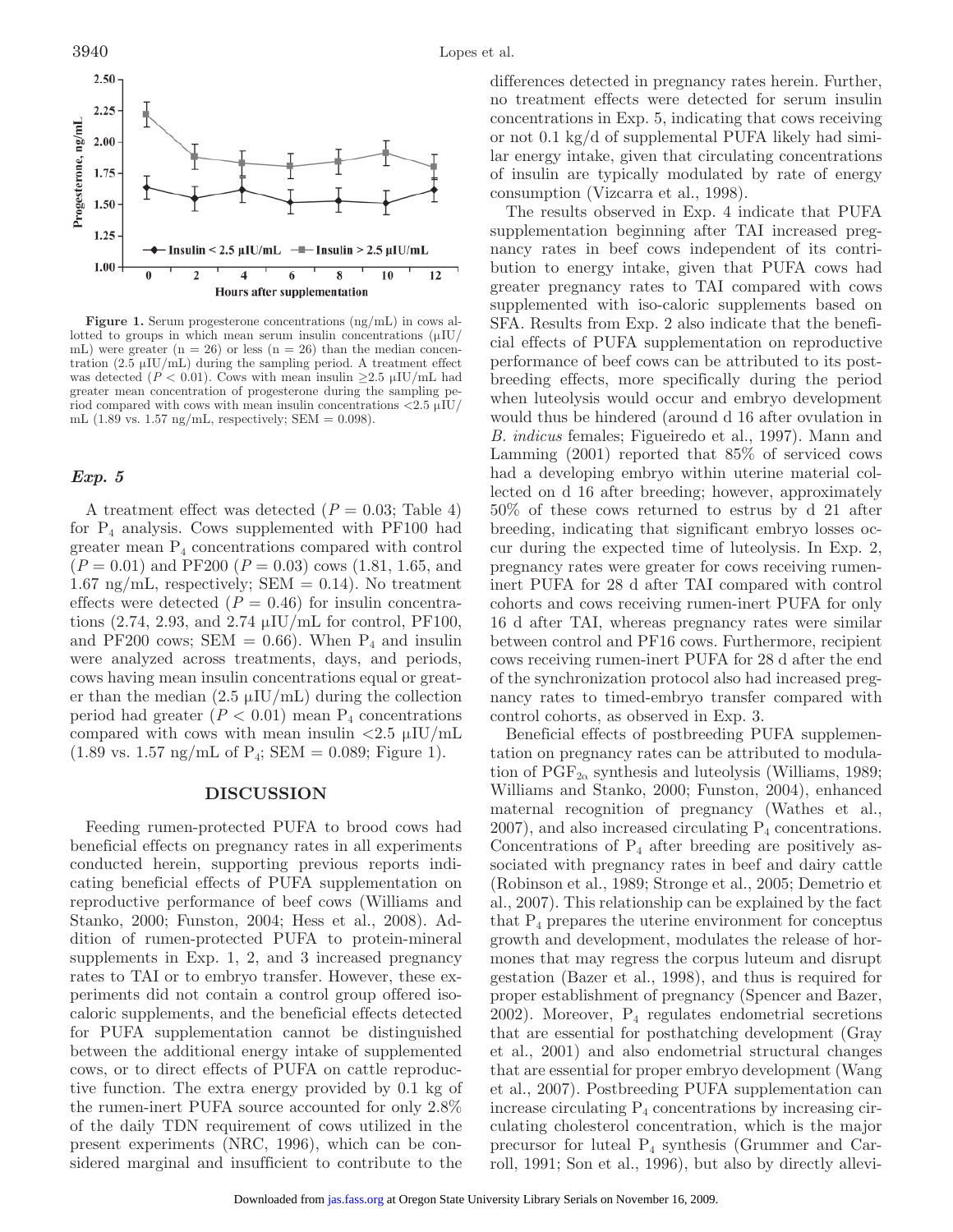**Figure 1.** Serum progesterone concentrations (ng/mL) in cows allotted to groups in which mean serum insulin concentrations (μIU/mL) were greater (n = 26) or less (n = 26) than the median concentration (2.5 μIU/mL) during the sampling period. A treatment effect was detected ($P < 0.01$). Cows with mean insulin ≥2.5 μIU/mL had greater mean concentration of progesterone during the sampling period compared with cows with mean insulin concentrations <2.5 μIU/mL (1.89 vs. 1.57 ng/mL, respectively; SEM = 0.098).

### *Exp. 5*

A treatment effect was detected ($P = 0.03$; Table 4) for $P_4$ analysis. Cows supplemented with PF100 had greater mean $P_4$ concentrations compared with control ($P = 0.01$) and PF200 ($P = 0.03$) cows (1.81, 1.65, and 1.67 ng/mL, respectively; SEM = 0.14). No treatment effects were detected ($P = 0.46$) for insulin concentrations (2.74, 2.93, and 2.74 μIU/mL for control, PF100, and PF200 cows; SEM = 0.66). When $P_4$ and insulin were analyzed across treatments, days, and periods, cows having mean insulin concentrations equal or greater than the median (2.5 μIU/mL) during the collection period had greater ($P < 0.01$) mean $P_4$ concentrations compared with cows with mean insulin <2.5 μIU/mL (1.89 vs. 1.57 ng/mL of $P_4$; SEM = 0.089; Figure 1).

## DISCUSSION

Feeding rumen-protected PUFA to brood cows had beneficial effects on pregnancy rates in all experiments conducted herein, supporting previous reports indicating beneficial effects of PUFA supplementation on reproductive performance of beef cows (Williams and Stanko, 2000; Funston, 2004; Hess et al., 2008). Addition of rumen-protected PUFA to protein-mineral supplements in Exp. 1, 2, and 3 increased pregnancy rates to TAI or to embryo transfer. However, these experiments did not contain a control group offered isocaloric supplements, and the beneficial effects detected for PUFA supplementation cannot be distinguished between the additional energy intake of supplemented cows, or to direct effects of PUFA on cattle reproductive function. The extra energy provided by 0.1 kg of the rumen-inert PUFA source accounted for only 2.8% of the daily TDN requirement of cows utilized in the present experiments (NRC, 1996), which can be considered marginal and insufficient to contribute to the differences detected in pregnancy rates herein. Further, no treatment effects were detected for serum insulin concentrations in Exp. 5, indicating that cows receiving or not 0.1 kg/d of supplemental PUFA likely had similar energy intake, given that circulating concentrations of insulin are typically modulated by rate of energy consumption (Vizcarra et al., 1998).

The results observed in Exp. 4 indicate that PUFA supplementation beginning after TAI increased pregnancy rates in beef cows independent of its contribution to energy intake, given that PUFA cows had greater pregnancy rates to TAI compared with cows supplemented with iso-caloric supplements based on SFA. Results from Exp. 2 also indicate that the beneficial effects of PUFA supplementation on reproductive performance of beef cows can be attributed to its postbreeding effects, more specifically during the period when luteolysis would occur and embryo development would thus be hindered (around d 16 after ovulation in *B. indicus* females; Figueiredo et al., 1997). Mann and Lamming (2001) reported that 85% of serviced cows had a developing embryo within uterine material collected on d 16 after breeding; however, approximately 50% of these cows returned to estrus by d 21 after breeding, indicating that significant embryo losses occur during the expected time of luteolysis. In Exp. 2, pregnancy rates were greater for cows receiving rumen-inert PUFA for 28 d after TAI compared with control cohorts and cows receiving rumen-inert PUFA for only 16 d after TAI, whereas pregnancy rates were similar between control and PF16 cows. Furthermore, recipient cows receiving rumen-inert PUFA for 28 d after the end of the synchronization protocol also had increased pregnancy rates to timed-embryo transfer compared with control cohorts, as observed in Exp. 3.

Beneficial effects of postbreeding PUFA supplementation on pregnancy rates can be attributed to modulation of $PGF_{2\alpha}$ synthesis and luteolysis (Williams, 1989; Williams and Stanko, 2000; Funston, 2004), enhanced maternal recognition of pregnancy (Wathes et al., 2007), and also increased circulating $P_4$ concentrations. Concentrations of $P_4$ after breeding are positively associated with pregnancy rates in beef and dairy cattle (Robinson et al., 1989; Stronge et al., 2005; Demetrio et al., 2007). This relationship can be explained by the fact that $P_4$ prepares the uterine environment for conceptus growth and development, modulates the release of hormones that may regress the corpus luteum and disrupt gestation (Bazer et al., 1998), and thus is required for proper establishment of pregnancy (Spencer and Bazer, 2002). Moreover, $P_4$ regulates endometrial secretions that are essential for posthatching development (Gray et al., 2001) and also endometrial structural changes that are essential for proper embryo development (Wang et al., 2007). Postbreeding PUFA supplementation can increase circulating $P_4$ concentrations by increasing circulating cholesterol concentration, which is the major precursor for luteal $P_4$ synthesis (Grummer and Carroll, 1991; Son et al., 1996), but also by directly allevi-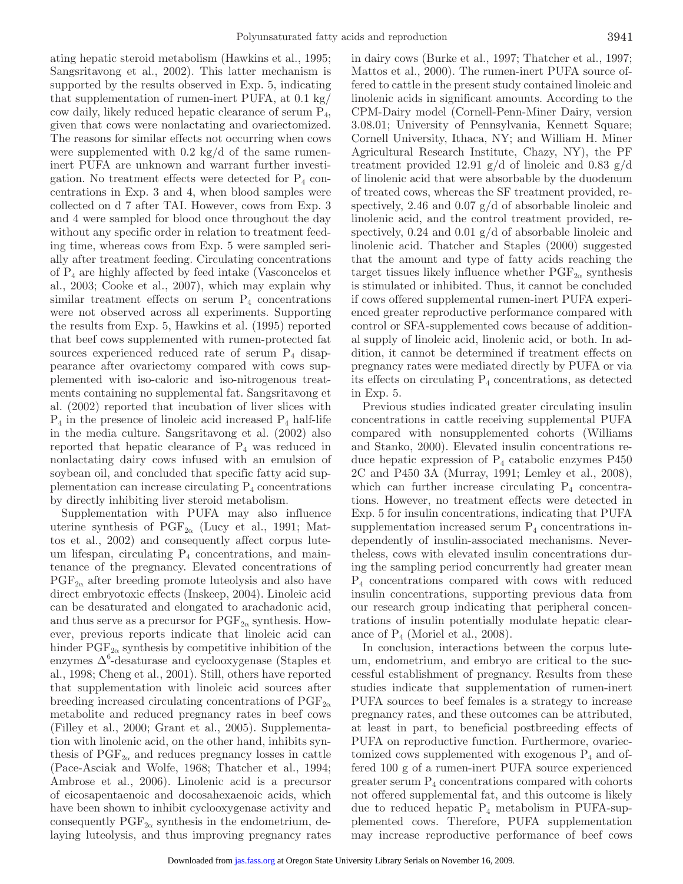ating hepatic steroid metabolism (Hawkins et al., 1995; Sangsritavong et al., 2002). This latter mechanism is supported by the results observed in Exp. 5, indicating that supplementation of rumen-inert PUFA, at 0.1 kg/cow daily, likely reduced hepatic clearance of serum $P_4$, given that cows were nonlactating and ovariectomized. The reasons for similar effects not occurring when cows were supplemented with 0.2 kg/d of the same rumen-inert PUFA are unknown and warrant further investigation. No treatment effects were detected for $P_4$ concentrations in Exp. 3 and 4, when blood samples were collected on d 7 after TAI. However, cows from Exp. 3 and 4 were sampled for blood once throughout the day without any specific order in relation to treatment feeding time, whereas cows from Exp. 5 were sampled serially after treatment feeding. Circulating concentrations of $P_4$ are highly affected by feed intake (Vasconcelos et al., 2003; Cooke et al., 2007), which may explain why similar treatment effects on serum $P_4$ concentrations were not observed across all experiments. Supporting the results from Exp. 5, Hawkins et al. (1995) reported that beef cows supplemented with rumen-protected fat sources experienced reduced rate of serum $P_4$ disappearance after ovariectomy compared with cows supplemented with iso-caloric and iso-nitrogenous treatments containing no supplemental fat. Sangsritavong et al. (2002) reported that incubation of liver slices with $P_4$ in the presence of linoleic acid increased $P_4$ half-life in the media culture. Sangsritavong et al. (2002) also reported that hepatic clearance of $P_4$ was reduced in nonlactating dairy cows infused with an emulsion of soybean oil, and concluded that specific fatty acid supplementation can increase circulating $P_4$ concentrations by directly inhibiting liver steroid metabolism.

Supplementation with PUFA may also influence uterine synthesis of $PGF_{2\alpha}$ (Lucy et al., 1991; Mattos et al., 2002) and consequently affect corpus luteum lifespan, circulating $P_4$ concentrations, and maintenance of the pregnancy. Elevated concentrations of $PGF_{2\alpha}$ after breeding promote luteolysis and also have direct embryotoxic effects (Inskeep, 2004). Linoleic acid can be desaturated and elongated to arachadonic acid, and thus serve as a precursor for $PGF_{2\alpha}$ synthesis. However, previous reports indicate that linoleic acid can hinder $PGF_{2\alpha}$ synthesis by competitive inhibition of the enzymes $\Delta^6$-desaturase and cyclooxygenase (Staples et al., 1998; Cheng et al., 2001). Still, others have reported that supplementation with linoleic acid sources after breeding increased circulating concentrations of $PGF_{2\alpha}$ metabolite and reduced pregnancy rates in beef cows (Filley et al., 2000; Grant et al., 2005). Supplementation with linolenic acid, on the other hand, inhibits synthesis of $PGF_{2\alpha}$ and reduces pregnancy losses in cattle (Pace-Asciak and Wolfe, 1968; Thatcher et al., 1994; Ambrose et al., 2006). Linolenic acid is a precursor of eicosapentaenoic and docosahexaenoic acids, which have been shown to inhibit cyclooxygenase activity and consequently $PGF_{2\alpha}$ synthesis in the endometrium, delaying luteolysis, and thus improving pregnancy rates in dairy cows (Burke et al., 1997; Thatcher et al., 1997; Mattos et al., 2000). The rumen-inert PUFA source offered to cattle in the present study contained linoleic and linolenic acids in significant amounts. According to the CPM-Dairy model (Cornell-Penn-Miner Dairy, version 3.08.01; University of Pennsylvania, Kennett Square; Cornell University, Ithaca, NY; and William H. Miner Agricultural Research Institute, Chazy, NY), the PF treatment provided 12.91 g/d of linoleic and 0.83 g/d of linolenic acid that were absorbable by the duodenum of treated cows, whereas the SF treatment provided, respectively, 2.46 and 0.07 g/d of absorbable linoleic and linolenic acid, and the control treatment provided, respectively, 0.24 and 0.01 g/d of absorbable linoleic and linolenic acid. Thatcher and Staples (2000) suggested that the amount and type of fatty acids reaching the target tissues likely influence whether $PGF_{2\alpha}$ synthesis is stimulated or inhibited. Thus, it cannot be concluded if cows offered supplemental rumen-inert PUFA experienced greater reproductive performance compared with control or SFA-supplemented cows because of additional supply of linoleic acid, linolenic acid, or both. In addition, it cannot be determined if treatment effects on pregnancy rates were mediated directly by PUFA or via its effects on circulating $P_4$ concentrations, as detected in Exp. 5.

Previous studies indicated greater circulating insulin concentrations in cattle receiving supplemental PUFA compared with nonsupplemented cohorts (Williams and Stanko, 2000). Elevated insulin concentrations reduce hepatic expression of $P_4$ catabolic enzymes P450 2C and P450 3A (Murray, 1991; Lemley et al., 2008), which can further increase circulating $P_4$ concentrations. However, no treatment effects were detected in Exp. 5 for insulin concentrations, indicating that PUFA supplementation increased serum $P_4$ concentrations independently of insulin-associated mechanisms. Nevertheless, cows with elevated insulin concentrations during the sampling period concurrently had greater mean $P_4$ concentrations compared with cows with reduced insulin concentrations, supporting previous data from our research group indicating that peripheral concentrations of insulin potentially modulate hepatic clearance of $P_4$ (Moriel et al., 2008).

In conclusion, interactions between the corpus luteum, endometrium, and embryo are critical to the successful establishment of pregnancy. Results from these studies indicate that supplementation of rumen-inert PUFA sources to beef females is a strategy to increase pregnancy rates, and these outcomes can be attributed, at least in part, to beneficial postbreeding effects of PUFA on reproductive function. Furthermore, ovariectomized cows supplemented with exogenous $P_4$ and offered 100 g of a rumen-inert PUFA source experienced greater serum $P_4$ concentrations compared with cohorts not offered supplemental fat, and this outcome is likely due to reduced hepatic $P_4$ metabolism in PUFA-supplemented cows. Therefore, PUFA supplementation may increase reproductive performance of beef cows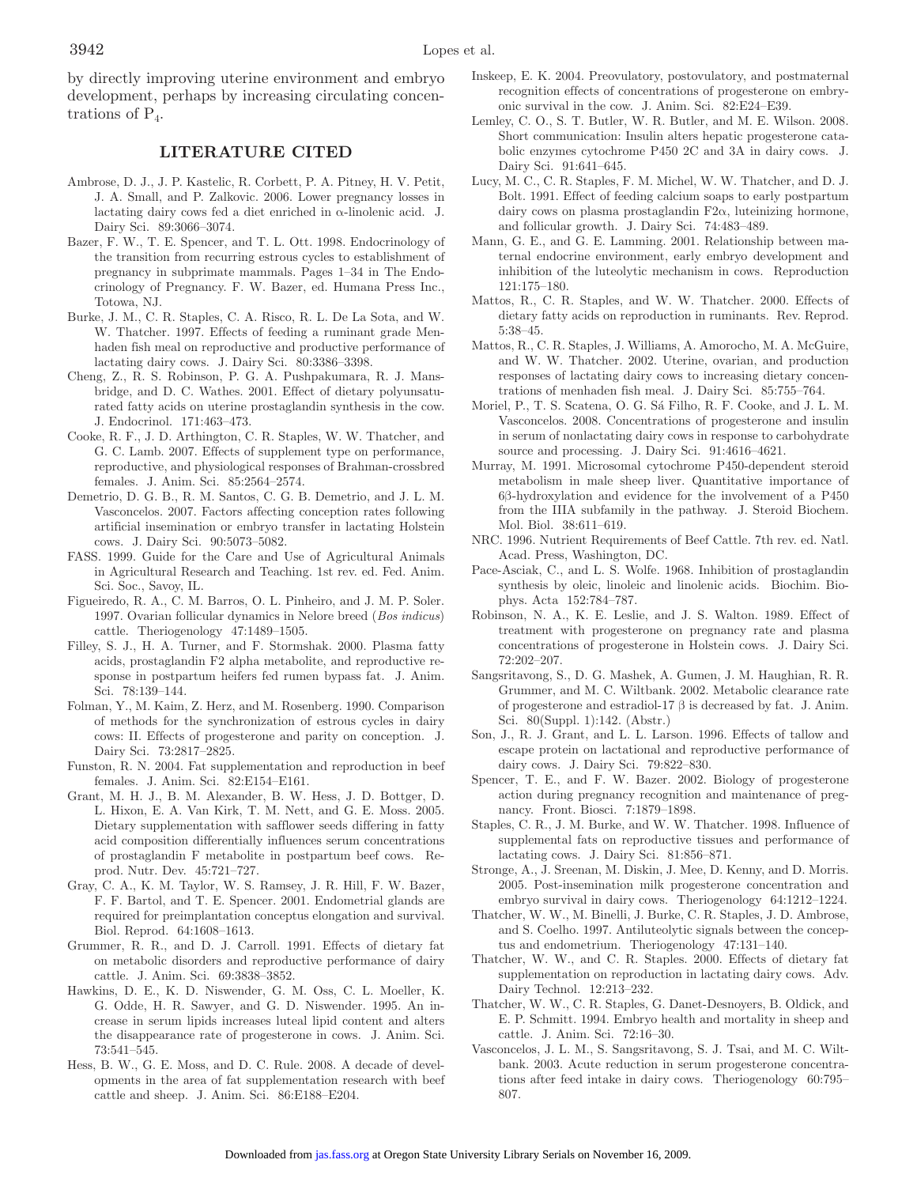by directly improving uterine environment and embryo development, perhaps by increasing circulating concentrations of $P_4$.

## LITERATURE CITED

Ambrose, D. J., J. P. Kastelic, R. Corbett, P. A. Pitney, H. V. Petit, J. A. Small, and P. Zalkovic. 2006. Lower pregnancy losses in lactating dairy cows fed a diet enriched in α-linolenic acid. J. Dairy Sci. 89:3066–3074.

Bazer, F. W., T. E. Spencer, and T. L. Ott. 1998. Endocrinology of the transition from recurring estrous cycles to establishment of pregnancy in subprimate mammals. Pages 1–34 in The Endocrinology of Pregnancy. F. W. Bazer, ed. Humana Press Inc., Totowa, NJ.

Burke, J. M., C. R. Staples, C. A. Risco, R. L. De La Sota, and W. W. Thatcher. 1997. Effects of feeding a ruminant grade Menhaden fish meal on reproductive and productive performance of lactating dairy cows. J. Dairy Sci. 80:3386–3398.

Cheng, Z., R. S. Robinson, P. G. A. Pushpakumara, R. J. Mansbridge, and D. C. Wathes. 2001. Effect of dietary polyunsaturated fatty acids on uterine prostaglandin synthesis in the cow. J. Endocrinol. 171:463–473.

Cooke, R. F., J. D. Arthington, C. R. Staples, W. W. Thatcher, and G. C. Lamb. 2007. Effects of supplement type on performance, reproductive, and physiological responses of Brahman-crossbred females. J. Anim. Sci. 85:2564–2574.

Demetrio, D. G. B., R. M. Santos, C. G. B. Demetrio, and J. L. M. Vasconcelos. 2007. Factors affecting conception rates following artificial insemination or embryo transfer in lactating Holstein cows. J. Dairy Sci. 90:5073–5082.

FASS. 1999. Guide for the Care and Use of Agricultural Animals in Agricultural Research and Teaching. 1st rev. ed. Fed. Anim. Sci. Soc., Savoy, IL.

Figueiredo, R. A., C. M. Barros, O. L. Pinheiro, and J. M. P. Soler. 1997. Ovarian follicular dynamics in Nelore breed (*Bos indicus*) cattle. Theriogenology 47:1489–1505.

Filley, S. J., H. A. Turner, and F. Stormshak. 2000. Plasma fatty acids, prostaglandin F2 alpha metabolite, and reproductive response in postpartum heifers fed rumen bypass fat. J. Anim. Sci. 78:139–144.

Folman, Y., M. Kaim, Z. Herz, and M. Rosenberg. 1990. Comparison of methods for the synchronization of estrous cycles in dairy cows: II. Effects of progesterone and parity on conception. J. Dairy Sci. 73:2817–2825.

Funston, R. N. 2004. Fat supplementation and reproduction in beef females. J. Anim. Sci. 82:E154–E161.

Grant, M. H. J., B. M. Alexander, B. W. Hess, J. D. Bottger, D. L. Hixon, E. A. Van Kirk, T. M. Nett, and G. E. Moss. 2005. Dietary supplementation with safflower seeds differing in fatty acid composition differentially influences serum concentrations of prostaglandin F metabolite in postpartum beef cows. Reprod. Nutr. Dev. 45:721–727.

Gray, C. A., K. M. Taylor, W. S. Ramsey, J. R. Hill, F. W. Bazer, F. F. Bartol, and T. E. Spencer. 2001. Endometrial glands are required for preimplantation conceptus elongation and survival. Biol. Reprod. 64:1608–1613.

Grummer, R. R., and D. J. Carroll. 1991. Effects of dietary fat on metabolic disorders and reproductive performance of dairy cattle. J. Anim. Sci. 69:3838–3852.

Hawkins, D. E., K. D. Niswender, G. M. Oss, C. L. Moeller, K. G. Odde, H. R. Sawyer, and G. D. Niswender. 1995. An increase in serum lipids increases luteal lipid content and alters the disappearance rate of progesterone in cows. J. Anim. Sci. 73:541–545.

Hess, B. W., G. E. Moss, and D. C. Rule. 2008. A decade of developments in the area of fat supplementation research with beef cattle and sheep. J. Anim. Sci. 86:E188–E204.

Inskeep, E. K. 2004. Preovulatory, postovulatory, and postmaternal recognition effects of concentrations of progesterone on embryonic survival in the cow. J. Anim. Sci. 82:E24–E39.

Lemley, C. O., S. T. Butler, W. R. Butler, and M. E. Wilson. 2008. Short communication: Insulin alters hepatic progesterone catabolic enzymes cytochrome P450 2C and 3A in dairy cows. J. Dairy Sci. 91:641–645.

Lucy, M. C., C. R. Staples, F. M. Michel, W. W. Thatcher, and D. J. Bolt. 1991. Effect of feeding calcium soaps to early postpartum dairy cows on plasma prostaglandin F2α, luteinizing hormone, and follicular growth. J. Dairy Sci. 74:483–489.

Mann, G. E., and G. E. Lamming. 2001. Relationship between maternal endocrine environment, early embryo development and inhibition of the luteolytic mechanism in cows. Reproduction 121:175–180.

Mattos, R., C. R. Staples, and W. W. Thatcher. 2000. Effects of dietary fatty acids on reproduction in ruminants. Rev. Reprod. 5:38–45.

Mattos, R., C. R. Staples, J. Williams, A. Amorocho, M. A. McGuire, and W. W. Thatcher. 2002. Uterine, ovarian, and production responses of lactating dairy cows to increasing dietary concentrations of menhaden fish meal. J. Dairy Sci. 85:755–764.

Moriel, P., T. S. Scatena, O. G. Sá Filho, R. F. Cooke, and J. L. M. Vasconcelos. 2008. Concentrations of progesterone and insulin in serum of nonlactating dairy cows in response to carbohydrate source and processing. J. Dairy Sci. 91:4616–4621.

Murray, M. 1991. Microsomal cytochrome P450-dependent steroid metabolism in male sheep liver. Quantitative importance of 6β-hydroxylation and evidence for the involvement of a P450 from the IIIA subfamily in the pathway. J. Steroid Biochem. Mol. Biol. 38:611–619.

NRC. 1996. Nutrient Requirements of Beef Cattle. 7th rev. ed. Natl. Acad. Press, Washington, DC.

Pace-Asciak, C., and L. S. Wolfe. 1968. Inhibition of prostaglandin synthesis by oleic, linoleic and linolenic acids. Biochim. Biophys. Acta 152:784–787.

Robinson, N. A., K. E. Leslie, and J. S. Walton. 1989. Effect of treatment with progesterone on pregnancy rate and plasma concentrations of progesterone in Holstein cows. J. Dairy Sci. 72:202–207.

Sangsritavong, S., D. G. Mashek, A. Gumen, J. M. Haughian, R. R. Grummer, and M. C. Wiltbank. 2002. Metabolic clearance rate of progesterone and estradiol-17 β is decreased by fat. J. Anim. Sci. 80(Suppl. 1):142. (Abstr.)

Son, J., R. J. Grant, and L. L. Larson. 1996. Effects of tallow and escape protein on lactational and reproductive performance of dairy cows. J. Dairy Sci. 79:822–830.

Spencer, T. E., and F. W. Bazer. 2002. Biology of progesterone action during pregnancy recognition and maintenance of pregnancy. Front. Biosci. 7:1879–1898.

Staples, C. R., J. M. Burke, and W. W. Thatcher. 1998. Influence of supplemental fats on reproductive tissues and performance of lactating cows. J. Dairy Sci. 81:856–871.

Stronge, A., J. Sreenan, M. Diskin, J. Mee, D. Kenny, and D. Morris. 2005. Post-insemination milk progesterone concentration and embryo survival in dairy cows. Theriogenology 64:1212–1224.

Thatcher, W. W., M. Binelli, J. Burke, C. R. Staples, J. D. Ambrose, and S. Coelho. 1997. Antiluteolytic signals between the conceptus and endometrium. Theriogenology 47:131–140.

Thatcher, W. W., and C. R. Staples. 2000. Effects of dietary fat supplementation on reproduction in lactating dairy cows. Adv. Dairy Technol. 12:213–232.

Thatcher, W. W., C. R. Staples, G. Danet-Desnoyers, B. Oldick, and E. P. Schmitt. 1994. Embryo health and mortality in sheep and cattle. J. Anim. Sci. 72:16–30.

Vasconcelos, J. L. M., S. Sangsritavong, S. J. Tsai, and M. C. Wiltbank. 2003. Acute reduction in serum progesterone concentrations after feed intake in dairy cows. Theriogenology 60:795–807.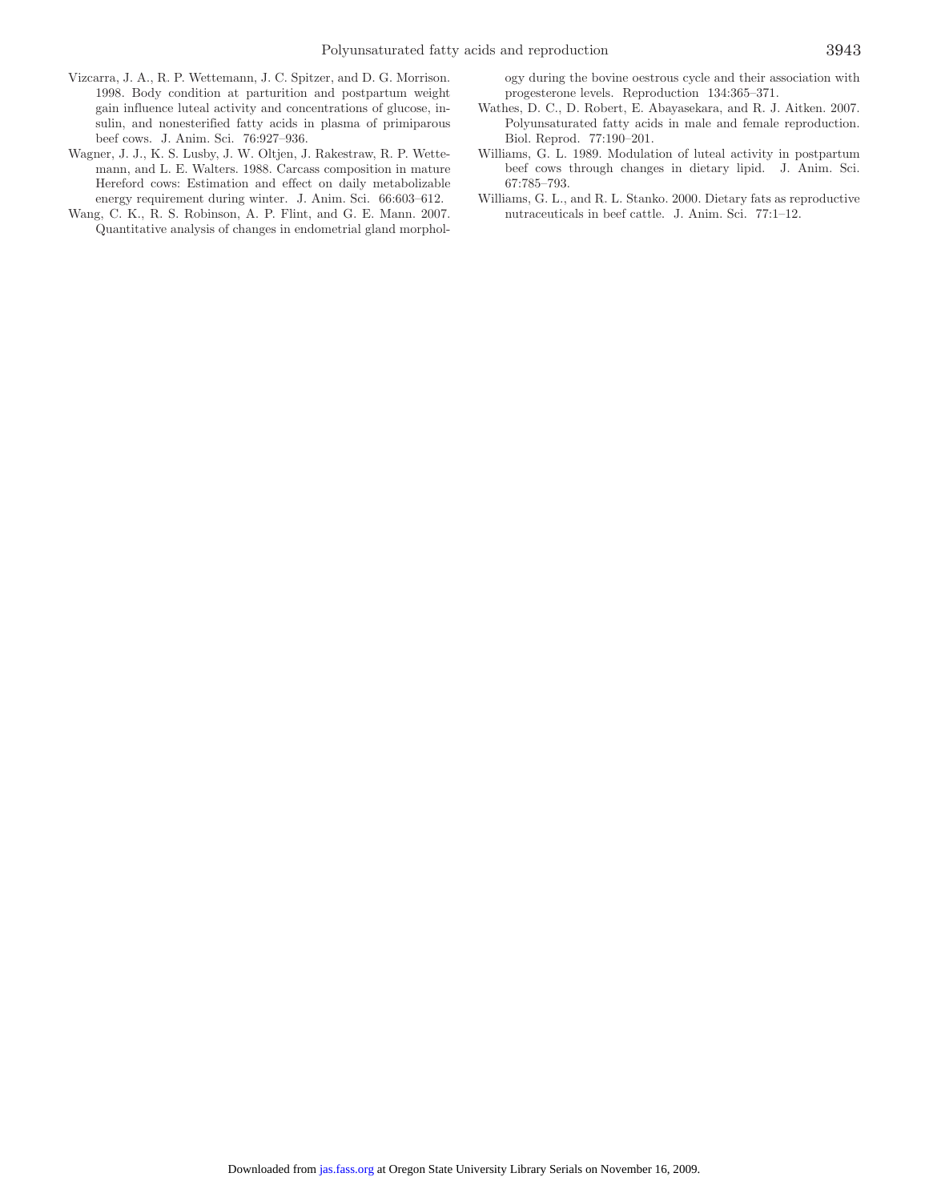Vizcarra, J. A., R. P. Wettemann, J. C. Spitzer, and D. G. Morrison. 1998. Body condition at parturition and postpartum weight gain influence luteal activity and concentrations of glucose, insulin, and nonesterified fatty acids in plasma of primiparous beef cows. J. Anim. Sci. 76:927–936.

Wagner, J. J., K. S. Lusby, J. W. Oltjen, J. Rakestraw, R. P. Wettemann, and L. E. Walters. 1988. Carcass composition in mature Hereford cows: Estimation and effect on daily metabolizable energy requirement during winter. J. Anim. Sci. 66:603–612.

Wang, C. K., R. S. Robinson, A. P. Flint, and G. E. Mann. 2007. Quantitative analysis of changes in endometrial gland morphology during the bovine oestrous cycle and their association with progesterone levels. Reproduction 134:365–371.

Wathes, D. C., D. Robert, E. Abayasekara, and R. J. Aitken. 2007. Polyunsaturated fatty acids in male and female reproduction. Biol. Reprod. 77:190–201.

Williams, G. L. 1989. Modulation of luteal activity in postpartum beef cows through changes in dietary lipid. J. Anim. Sci. 67:785–793.

Williams, G. L., and R. L. Stanko. 2000. Dietary fats as reproductive nutraceuticals in beef cattle. J. Anim. Sci. 77:1–12.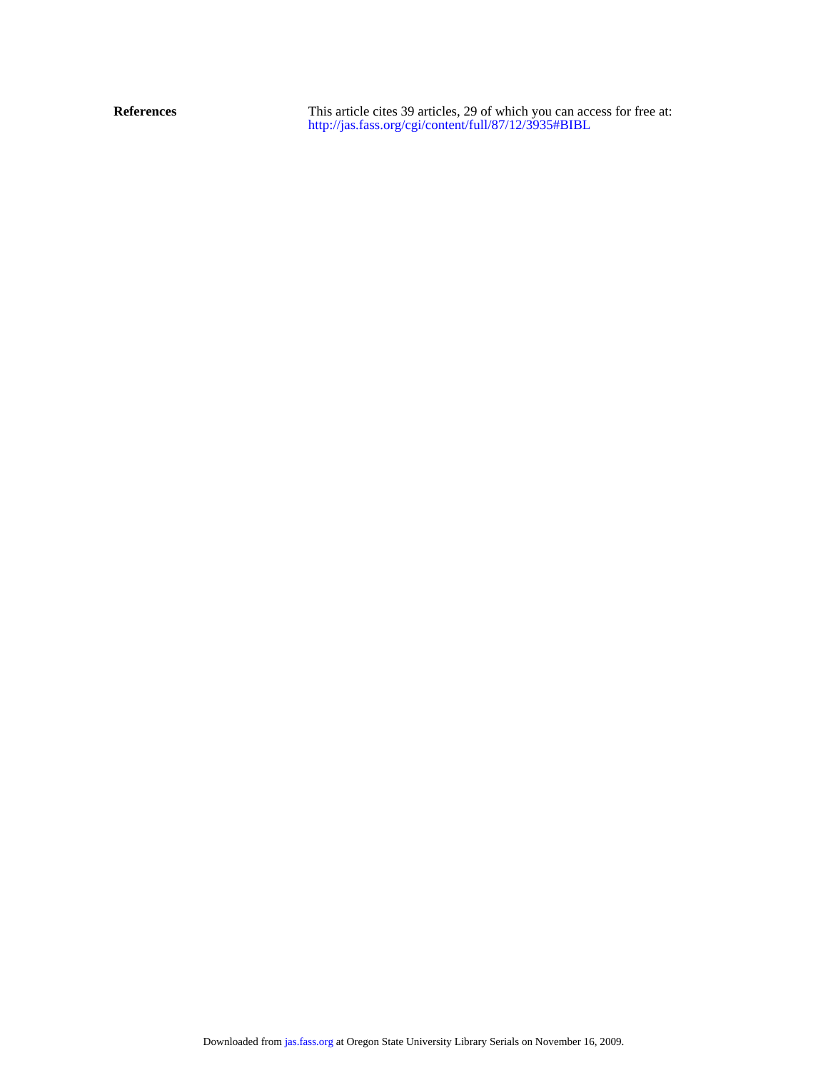**References** This article cites 39 articles, 29 of which you can access for free at: http://jas.fass.org/cgi/content/full/87/12/3935#BIBL

Downloaded from jas.fass.org at Oregon State University Library Serials on November 16, 2009.